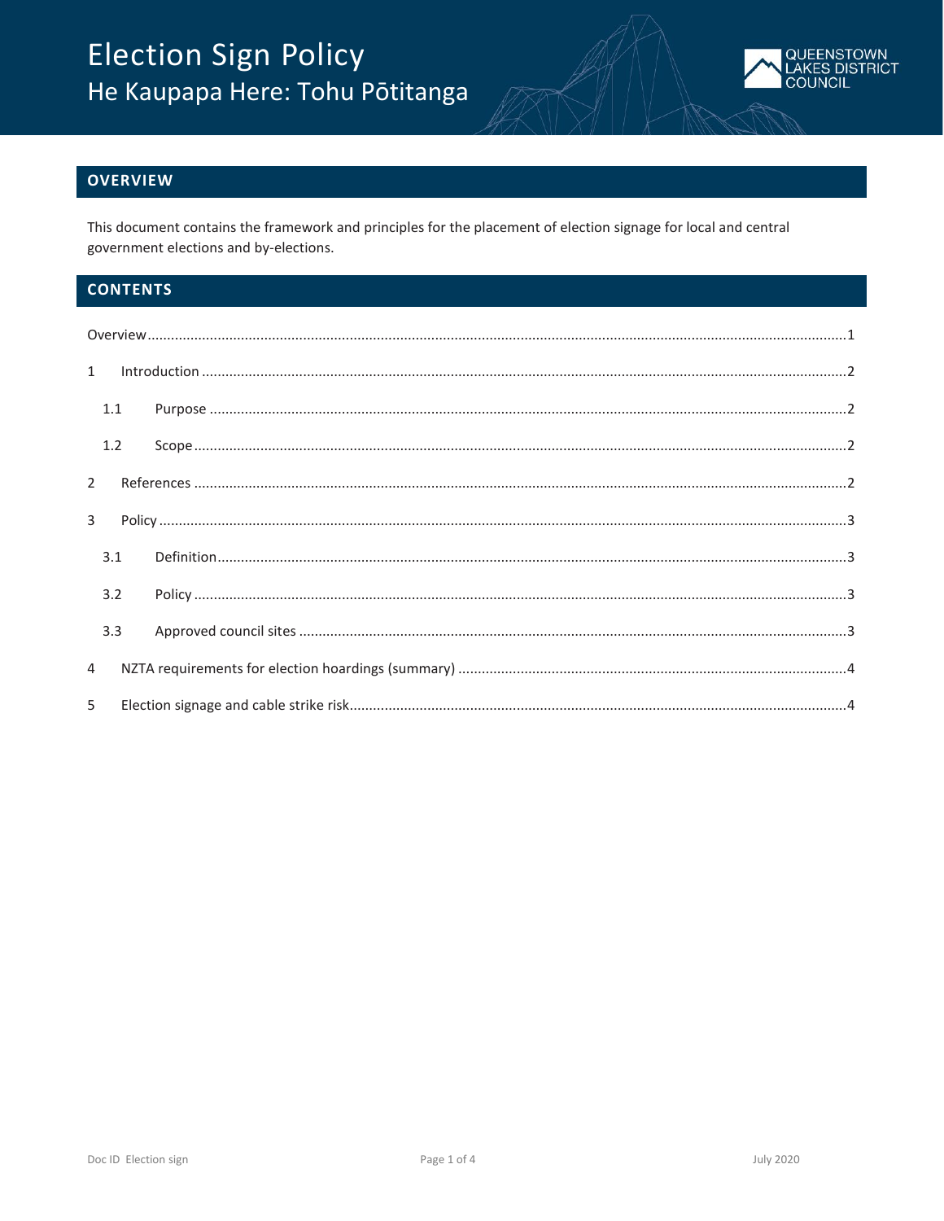# Election Sign Policy
## He Kaupapa Here: Tohu Pōtitanga

QUEENSTOWN LAKES DISTRICT COUNCIL

## OVERVIEW

This document contains the framework and principles for the placement of election signage for local and central government elections and by-elections.

## CONTENTS

Overview ....................................................................................................................................................1

1 Introduction ..........................................................................................................................................2

1.1 Purpose ...............................................................................................................................................2

1.2 Scope ...................................................................................................................................................2

2 References .............................................................................................................................................2

3 Policy .....................................................................................................................................................3

3.1 Definition ..............................................................................................................................................3

3.2 Policy ....................................................................................................................................................3

3.3 Approved council sites .........................................................................................................................3

4 NZTA requirements for election hoardings (summary) .........................................................................4

5 Election signage and cable strike risk.......................................................................................................4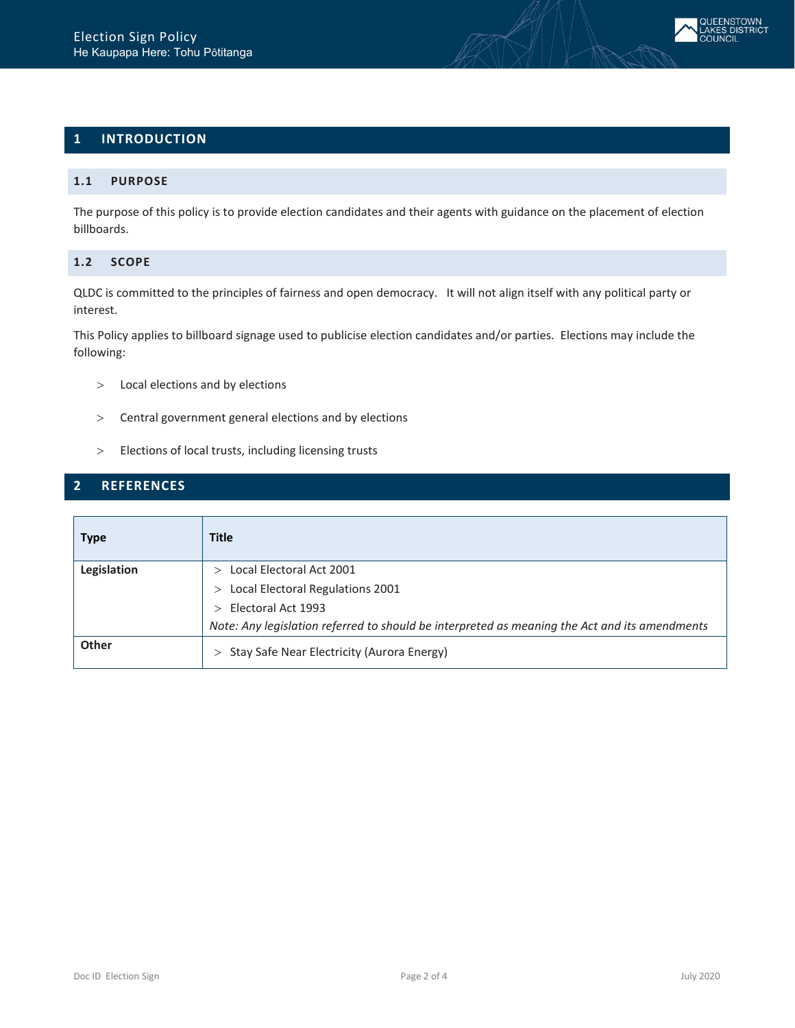## 1 INTRODUCTION

### 1.1 PURPOSE

The purpose of this policy is to provide election candidates and their agents with guidance on the placement of election billboards.

### 1.2 SCOPE

QLDC is committed to the principles of fairness and open democracy. It will not align itself with any political party or interest.

This Policy applies to billboard signage used to publicise election candidates and/or parties. Elections may include the following:

- Local elections and by elections
- Central government general elections and by elections
- Elections of local trusts, including licensing trusts

## 2 REFERENCES

| Type | Title |
|---|---|
| **Legislation** | > Local Electoral Act 2001<br>> Local Electoral Regulations 2001<br>> Electoral Act 1993<br>*Note: Any legislation referred to should be interpreted as meaning the Act and its amendments* |
| **Other** | > Stay Safe Near Electricity (Aurora Energy) |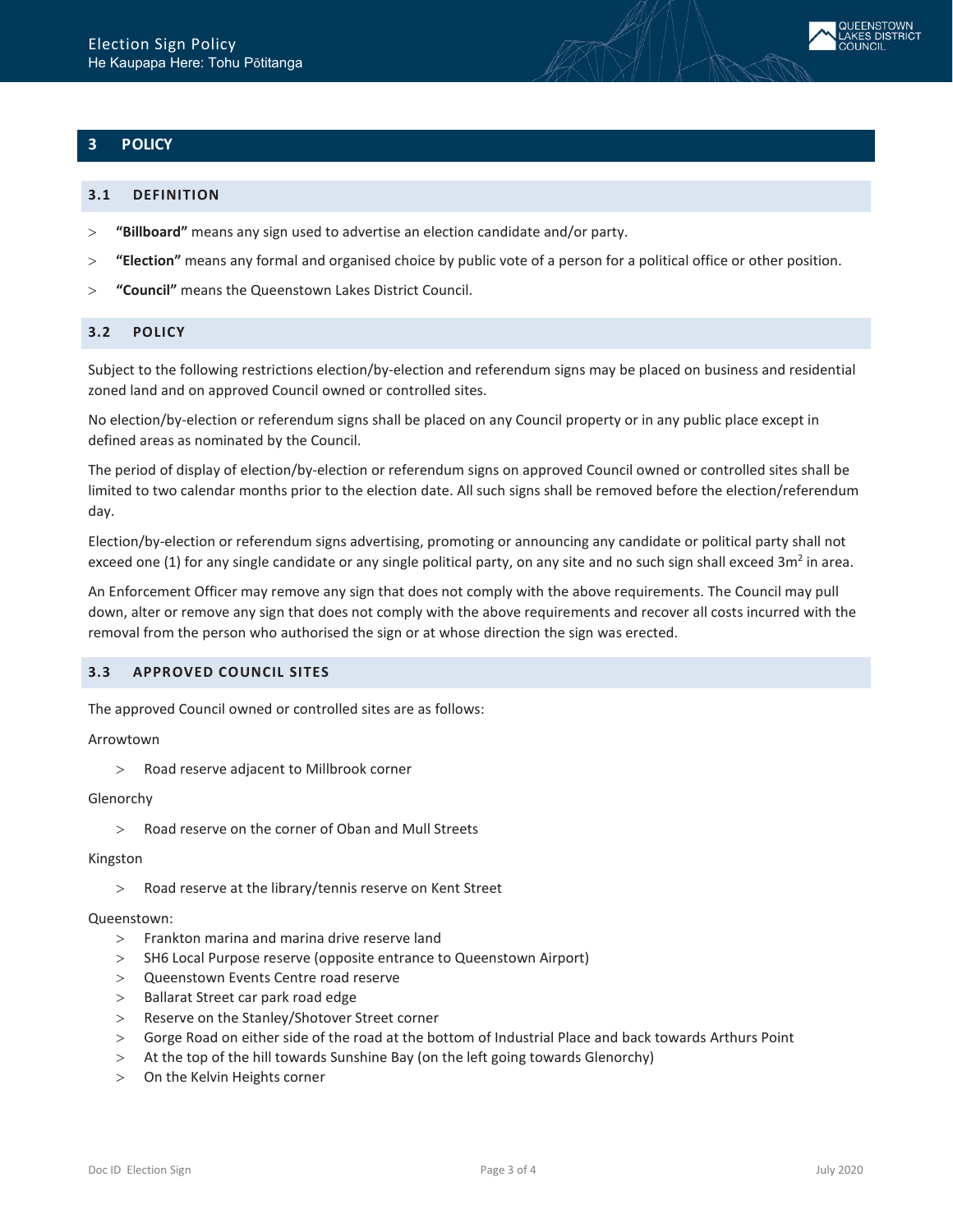# 3 POLICY

## 3.1 DEFINITION

- **"Billboard"** means any sign used to advertise an election candidate and/or party.
- **"Election"** means any formal and organised choice by public vote of a person for a political office or other position.
- **"Council"** means the Queenstown Lakes District Council.

## 3.2 POLICY

Subject to the following restrictions election/by-election and referendum signs may be placed on business and residential zoned land and on approved Council owned or controlled sites.

No election/by-election or referendum signs shall be placed on any Council property or in any public place except in defined areas as nominated by the Council.

The period of display of election/by-election or referendum signs on approved Council owned or controlled sites shall be limited to two calendar months prior to the election date. All such signs shall be removed before the election/referendum day.

Election/by-election or referendum signs advertising, promoting or announcing any candidate or political party shall not exceed one (1) for any single candidate or any single political party, on any site and no such sign shall exceed $3m^2$ in area.

An Enforcement Officer may remove any sign that does not comply with the above requirements. The Council may pull down, alter or remove any sign that does not comply with the above requirements and recover all costs incurred with the removal from the person who authorised the sign or at whose direction the sign was erected.

## 3.3 APPROVED COUNCIL SITES

The approved Council owned or controlled sites are as follows:

Arrowtown

- Road reserve adjacent to Millbrook corner

Glenorchy

- Road reserve on the corner of Oban and Mull Streets

Kingston

- Road reserve at the library/tennis reserve on Kent Street

Queenstown:

- Frankton marina and marina drive reserve land
- SH6 Local Purpose reserve (opposite entrance to Queenstown Airport)
- Queenstown Events Centre road reserve
- Ballarat Street car park road edge
- Reserve on the Stanley/Shotover Street corner
- Gorge Road on either side of the road at the bottom of Industrial Place and back towards Arthurs Point
- At the top of the hill towards Sunshine Bay (on the left going towards Glenorchy)
- On the Kelvin Heights corner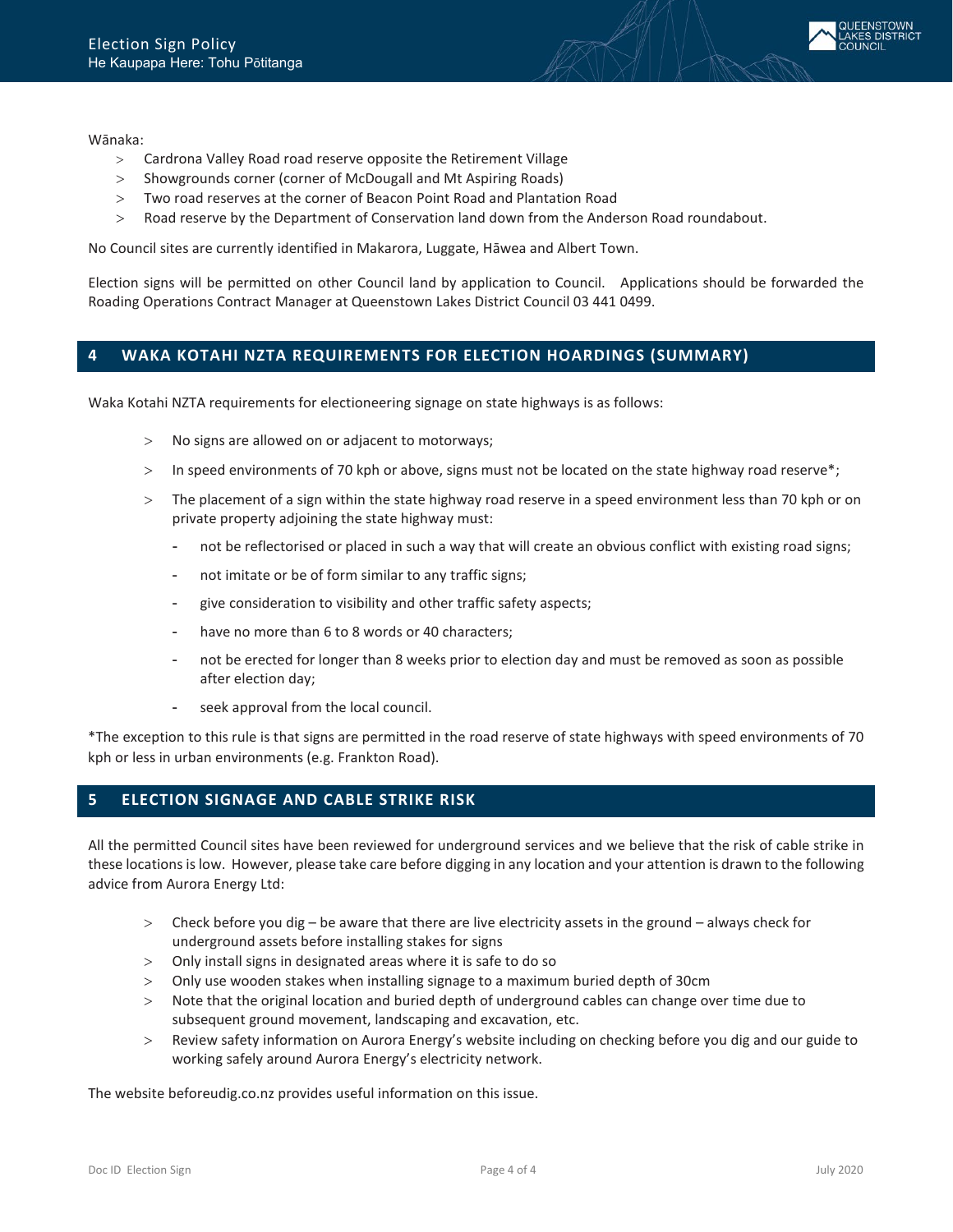Wānaka:

- Cardrona Valley Road road reserve opposite the Retirement Village
- Showgrounds corner (corner of McDougall and Mt Aspiring Roads)
- Two road reserves at the corner of Beacon Point Road and Plantation Road
- Road reserve by the Department of Conservation land down from the Anderson Road roundabout.

No Council sites are currently identified in Makarora, Luggate, Hāwea and Albert Town.

Election signs will be permitted on other Council land by application to Council. Applications should be forwarded the Roading Operations Contract Manager at Queenstown Lakes District Council 03 441 0499.

## 4 WAKA KOTAHI NZTA REQUIREMENTS FOR ELECTION HOARDINGS (SUMMARY)

Waka Kotahi NZTA requirements for electioneering signage on state highways is as follows:

- No signs are allowed on or adjacent to motorways;
- In speed environments of 70 kph or above, signs must not be located on the state highway road reserve*;
- The placement of a sign within the state highway road reserve in a speed environment less than 70 kph or on private property adjoining the state highway must:
  - not be reflectorised or placed in such a way that will create an obvious conflict with existing road signs;
  - not imitate or be of form similar to any traffic signs;
  - give consideration to visibility and other traffic safety aspects;
  - have no more than 6 to 8 words or 40 characters;
  - not be erected for longer than 8 weeks prior to election day and must be removed as soon as possible after election day;
  - seek approval from the local council.

*The exception to this rule is that signs are permitted in the road reserve of state highways with speed environments of 70 kph or less in urban environments (e.g. Frankton Road).

## 5 ELECTION SIGNAGE AND CABLE STRIKE RISK

All the permitted Council sites have been reviewed for underground services and we believe that the risk of cable strike in these locations is low. However, please take care before digging in any location and your attention is drawn to the following advice from Aurora Energy Ltd:

- Check before you dig – be aware that there are live electricity assets in the ground – always check for underground assets before installing stakes for signs
- Only install signs in designated areas where it is safe to do so
- Only use wooden stakes when installing signage to a maximum buried depth of 30cm
- Note that the original location and buried depth of underground cables can change over time due to subsequent ground movement, landscaping and excavation, etc.
- Review safety information on Aurora Energy's website including on checking before you dig and our guide to working safely around Aurora Energy's electricity network.

The website beforeudig.co.nz provides useful information on this issue.